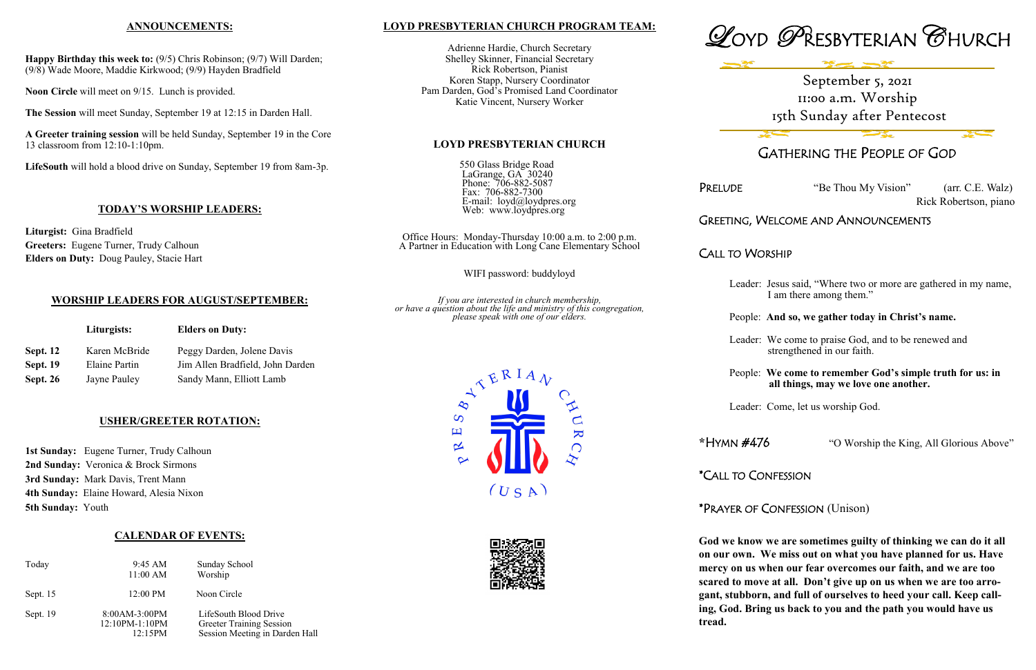## ANNOUNCEMENTS:

**Happy Birthday this week to:** (9/5) Chris Robinson; (9/7) Will Darden; (9/8) Wade Moore, Maddie Kirkwood; (9/9) Hayden Bradfield

**Noon Circle** will meet on 9/15. Lunch is provided.

**The Session** will meet Sunday, September 19 at 12:15 in Darden Hall.

**A Greeter training session** will be held Sunday, September 19 in the Core 13 classroom from 12:10-1:10pm.

**LifeSouth** will hold a blood drive on Sunday, September 19 from 8am-3p.

## TODAY'S WORSHIP LEADERS:

**Liturgist:** Gina Bradfield
**Greeters:** Eugene Turner, Trudy Calhoun
**Elders on Duty:** Doug Pauley, Stacie Hart

## WORSHIP LEADERS FOR AUGUST/SEPTEMBER:

| | Liturgists: | Elders on Duty: |
|---|---|---|
| **Sept. 12** | Karen McBride | Peggy Darden, Jolene Davis |
| **Sept. 19** | Elaine Partin | Jim Allen Bradfield, John Darden |
| **Sept. 26** | Jayne Pauley | Sandy Mann, Elliott Lamb |

## USHER/GREETER ROTATION:

**1st Sunday:** Eugene Turner, Trudy Calhoun
**2nd Sunday:** Veronica & Brock Sirmons
**3rd Sunday:** Mark Davis, Trent Mann
**4th Sunday:** Elaine Howard, Alesia Nixon
**5th Sunday:** Youth

## CALENDAR OF EVENTS:

| | | |
|---|---|---|
| Today | 9:45 AM<br>11:00 AM | Sunday School<br>Worship |
| Sept. 15 | 12:00 PM | Noon Circle |
| Sept. 19 | 8:00AM-3:00PM<br>12:10PM-1:10PM<br>12:15PM | LifeSouth Blood Drive<br>Greeter Training Session<br>Session Meeting in Darden Hall |

## LOYD PRESBYTERIAN CHURCH PROGRAM TEAM:

Adrienne Hardie, Church Secretary
Shelley Skinner, Financial Secretary
Rick Robertson, Pianist
Koren Stapp, Nursery Coordinator
Pam Darden, God's Promised Land Coordinator
Katie Vincent, Nursery Worker

## LOYD PRESBYTERIAN CHURCH

550 Glass Bridge Road
LaGrange, GA 30240
Phone: 706-882-5087
Fax: 706-882-7300
E-mail: loyd@loydpres.org
Web: www.loydpres.org

Office Hours: Monday-Thursday 10:00 a.m. to 2:00 p.m.
A Partner in Education with Long Cane Elementary School

WIFI password: buddyloyd

*If you are interested in church membership, or have a question about the life and ministry of this congregation, please speak with one of our elders.*

PRESBYTERIAN CHURCH (USA)

# LOYD PRESBYTERIAN CHURCH

September 5, 2021
11:00 a.m. Worship
15th Sunday after Pentecost

## GATHERING THE PEOPLE OF GOD

PRELUDE "Be Thou My Vision" (arr. C.E. Walz)
Rick Robertson, piano

GREETING, WELCOME AND ANNOUNCEMENTS

CALL TO WORSHIP

Leader: Jesus said, "Where two or more are gathered in my name, I am there among them."

People: **And so, we gather today in Christ's name.**

Leader: We come to praise God, and to be renewed and strengthened in our faith.

People: **We come to remember God's simple truth for us: in all things, may we love one another.**

Leader: Come, let us worship God.

*HYMN #476 "O Worship the King, All Glorious Above"

*CALL TO CONFESSION

*PRAYER OF CONFESSION (Unison)

**God we know we are sometimes guilty of thinking we can do it all on our own. We miss out on what you have planned for us. Have mercy on us when our fear overcomes our faith, and we are too scared to move at all. Don't give up on us when we are too arrogant, stubborn, and full of ourselves to heed your call. Keep calling, God. Bring us back to you and the path you would have us tread.**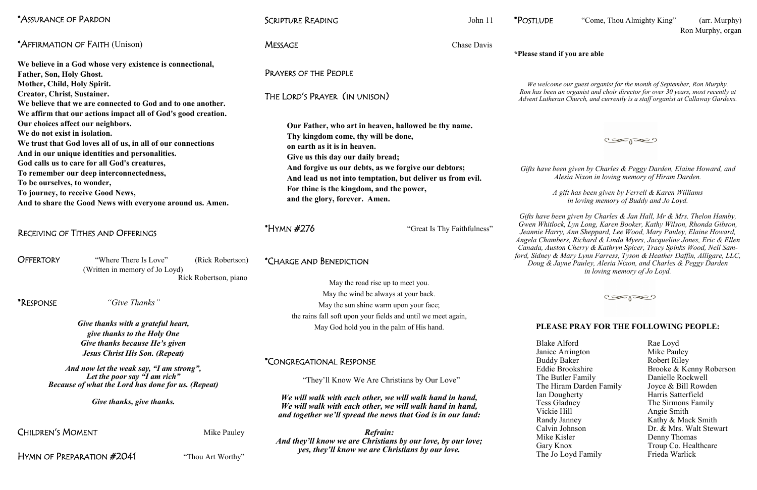## *Assurance of Pardon

## *Affirmation of Faith (Unison)

**We believe in a God whose very existence is connectional,**
**Father, Son, Holy Ghost.**
**Mother, Child, Holy Spirit.**
**Creator, Christ, Sustainer.**
**We believe that we are connected to God and to one another.**
**We affirm that our actions impact all of God's good creation.**
**Our choices affect our neighbors.**
**We do not exist in isolation.**
**We trust that God loves all of us, in all of our connections**
**And in our unique identities and personalities.**
**God calls us to care for all God's creatures,**
**To remember our deep interconnectedness,**
**To be ourselves, to wonder,**
**To journey, to receive Good News,**
**And to share the Good News with everyone around us. Amen.**

## Receiving of Tithes and Offerings

**Offertory** "Where There Is Love" (Rick Robertson)
(Written in memory of Jo Loyd)
Rick Robertson, piano

**\*Response** *"Give Thanks"*

***Give thanks with a grateful heart,***
***give thanks to the Holy One***
***Give thanks because He's given***
***Jesus Christ His Son. (Repeat)***

***And now let the weak say, "I am strong",***
***Let the poor say "I am rich"***
***Because of what the Lord has done for us. (Repeat)***

***Give thanks, give thanks.***

**Children's Moment** Mike Pauley

**Hymn of Preparation #2041** "Thou Art Worthy"

**Scripture Reading** John 11

**Message** Chase Davis

## Prayers of the People

## The Lord's Prayer (in unison)

**Our Father, who art in heaven, hallowed be thy name.**
**Thy kingdom come, thy will be done,**
**on earth as it is in heaven.**
**Give us this day our daily bread;**
**And forgive us our debts, as we forgive our debtors;**
**And lead us not into temptation, but deliver us from evil.**
**For thine is the kingdom, and the power,**
**and the glory, forever. Amen.**

**\*Hymn #276** "Great Is Thy Faithfulness"

## *Charge and Benediction

May the road rise up to meet you.
May the wind be always at your back.
May the sun shine warm upon your face;
the rains fall soft upon your fields and until we meet again,
May God hold you in the palm of His hand.

## *Congregational Response

"They'll Know We Are Christians by Our Love"

***We will walk with each other, we will walk hand in hand,***
***We will walk with each other, we will walk hand in hand,***
***and together we'll spread the news that God is in our land:***

***Refrain:***
***And they'll know we are Christians by our love, by our love;***
***yes, they'll know we are Christians by our love.***

**\*Postlude** "Come, Thou Almighty King" (arr. Murphy)
Ron Murphy, organ

**\*Please stand if you are able**

*We welcome our guest organist for the month of September, Ron Murphy. Ron has been an organist and choir director for over 30 years, most recently at Advent Lutheran Church, and currently is a staff organist at Callaway Gardens.*

*Gifts have been given by Charles & Peggy Darden, Elaine Howard, and Alesia Nixon in loving memory of Hiram Darden.*

*A gift has been given by Ferrell & Karen Williams in loving memory of Buddy and Jo Loyd.*

*Gifts have been given by Charles & Jan Hall, Mr & Mrs. Thelon Hamby, Gwen Whitlock, Lyn Long, Karen Booker, Kathy Wilson, Rhonda Gibson, Jeannie Harry, Ann Sheppard, Lee Wood, Mary Pauley, Elaine Howard, Angela Chambers, Richard & Linda Myers, Jacqueline Jones, Eric & Ellen Canada, Auston Cherry & Kathryn Spicer, Tracy Spinks Wood, Nell Samford, Sidney & Mary Lynn Farress, Tyson & Heather Daffin, Alligare, LLC, Doug & Jayne Pauley, Alesia Nixon, and Charles & Peggy Darden in loving memory of Jo Loyd.*

### PLEASE PRAY FOR THE FOLLOWING PEOPLE:

Blake Alford
Janice Arrington
Buddy Baker
Eddie Brookshire
The Butler Family
The Hiram Darden Family
Ian Dougherty
Tess Gladney
Vickie Hill
Randy Janney
Calvin Johnson
Mike Kisler
Gary Knox
The Jo Loyd Family
Rae Loyd
Mike Pauley
Robert Riley
Brooke & Kenny Roberson
Danielle Rockwell
Joyce & Bill Rowden
Harris Satterfield
The Sirmons Family
Angie Smith
Kathy & Mack Smith
Dr. & Mrs. Walt Stewart
Denny Thomas
Troup Co. Healthcare
Frieda Warlick